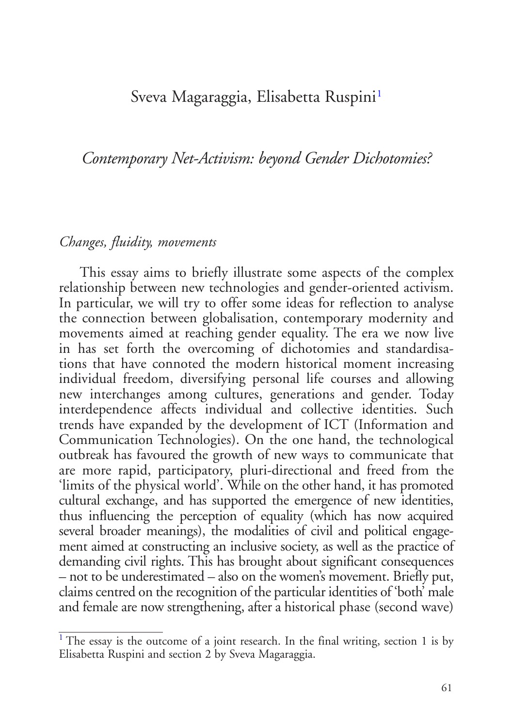Sveva Magaraggia, Elisabetta Ruspini[1]

# *Contemporary Net-Activism: beyond Gender Dichotomies?*

## *Changes, fluidity, movements*

This essay aims to briefly illustrate some aspects of the complex relationship between new technologies and gender-oriented activism. In particular, we will try to offer some ideas for reflection to analyse the connection between globalisation, contemporary modernity and movements aimed at reaching gender equality. The era we now live in has set forth the overcoming of dichotomies and standardisations that have connoted the modern historical moment increasing individual freedom, diversifying personal life courses and allowing new interchanges among cultures, generations and gender. Today interdependence affects individual and collective identities. Such trends have expanded by the development of ICT (Information and Communication Technologies). On the one hand, the technological outbreak has favoured the growth of new ways to communicate that are more rapid, participatory, pluri-directional and freed from the 'limits of the physical world'. While on the other hand, it has promoted cultural exchange, and has supported the emergence of new identities, thus influencing the perception of equality (which has now acquired several broader meanings), the modalities of civil and political engagement aimed at constructing an inclusive society, as well as the practice of demanding civil rights. This has brought about significant consequences – not to be underestimated – also on the women's movement. Briefly put, claims centred on the recognition of the particular identities of 'both' male and female are now strengthening, after a historical phase (second wave)

[1] The essay is the outcome of a joint research. In the final writing, section 1 is by Elisabetta Ruspini and section 2 by Sveva Magaraggia.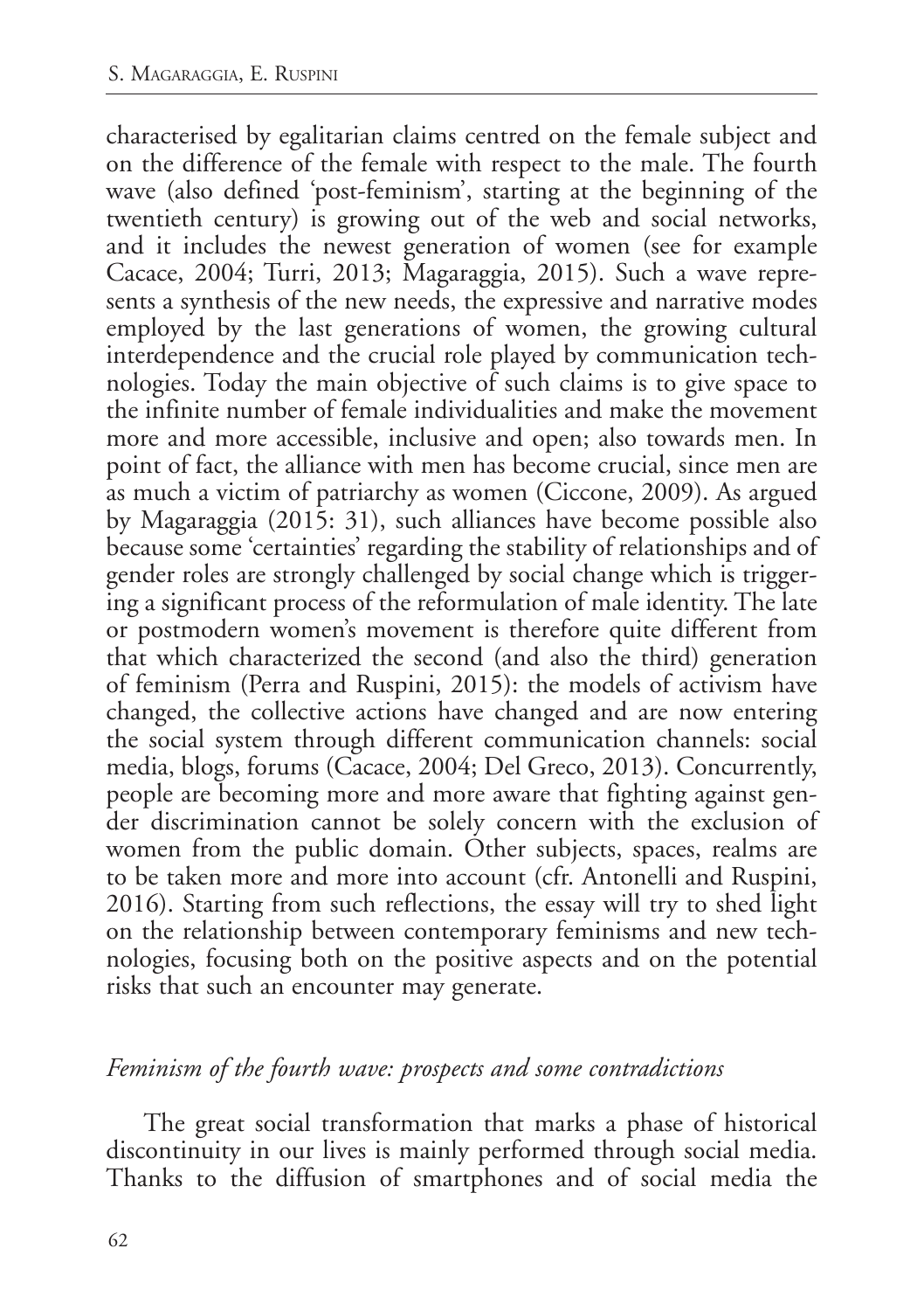characterised by egalitarian claims centred on the female subject and on the difference of the female with respect to the male. The fourth wave (also defined 'post-feminism', starting at the beginning of the twentieth century) is growing out of the web and social networks, and it includes the newest generation of women (see for example Cacace, 2004; Turri, 2013; Magaraggia, 2015). Such a wave represents a synthesis of the new needs, the expressive and narrative modes employed by the last generations of women, the growing cultural interdependence and the crucial role played by communication technologies. Today the main objective of such claims is to give space to the infinite number of female individualities and make the movement more and more accessible, inclusive and open; also towards men. In point of fact, the alliance with men has become crucial, since men are as much a victim of patriarchy as women (Ciccone, 2009). As argued by Magaraggia (2015: 31), such alliances have become possible also because some 'certainties' regarding the stability of relationships and of gender roles are strongly challenged by social change which is triggering a significant process of the reformulation of male identity. The late or postmodern women's movement is therefore quite different from that which characterized the second (and also the third) generation of feminism (Perra and Ruspini, 2015): the models of activism have changed, the collective actions have changed and are now entering the social system through different communication channels: social media, blogs, forums (Cacace, 2004; Del Greco, 2013). Concurrently, people are becoming more and more aware that fighting against gender discrimination cannot be solely concern with the exclusion of women from the public domain. Other subjects, spaces, realms are to be taken more and more into account (cfr. Antonelli and Ruspini, 2016). Starting from such reflections, the essay will try to shed light on the relationship between contemporary feminisms and new technologies, focusing both on the positive aspects and on the potential risks that such an encounter may generate.

## *Feminism of the fourth wave: prospects and some contradictions*

The great social transformation that marks a phase of historical discontinuity in our lives is mainly performed through social media. Thanks to the diffusion of smartphones and of social media the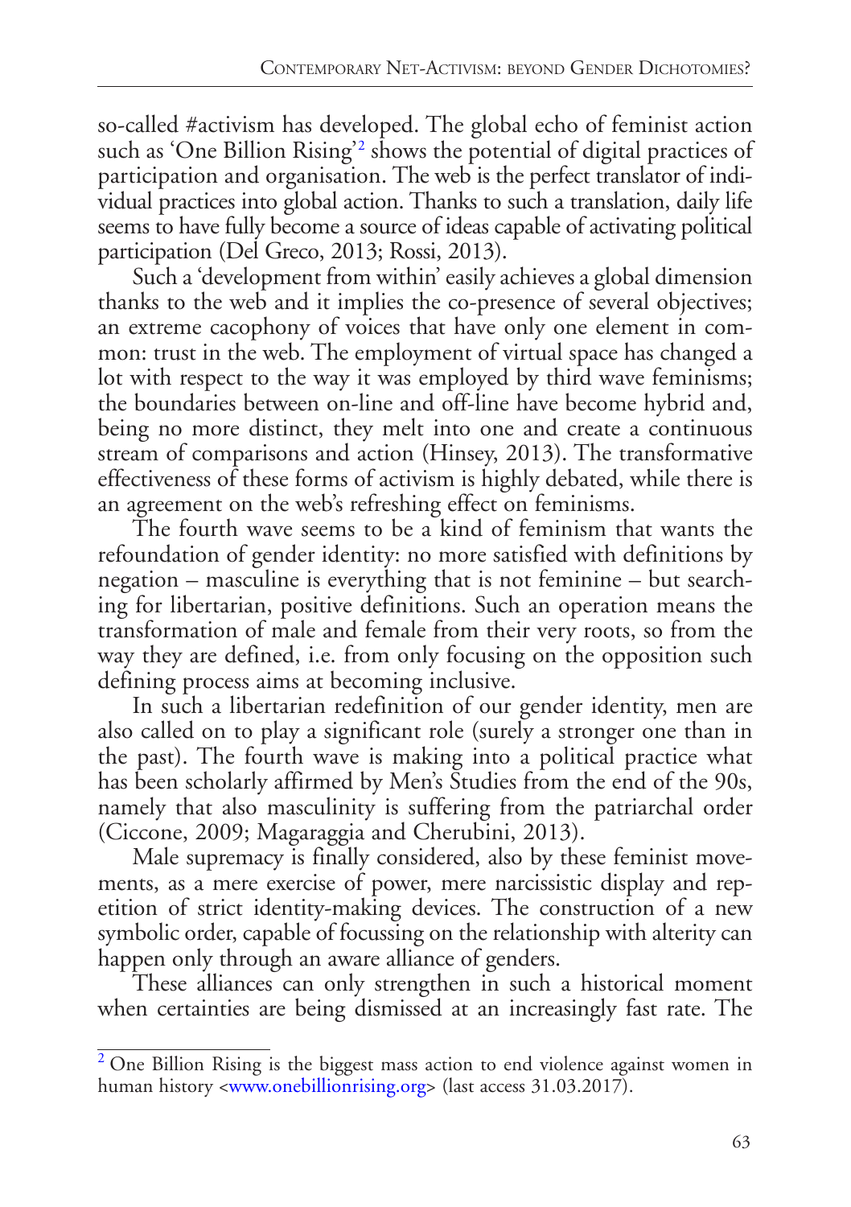so-called #activism has developed. The global echo of feminist action such as 'One Billion Rising'[2] shows the potential of digital practices of participation and organisation. The web is the perfect translator of individual practices into global action. Thanks to such a translation, daily life seems to have fully become a source of ideas capable of activating political participation (Del Greco, 2013; Rossi, 2013).

Such a 'development from within' easily achieves a global dimension thanks to the web and it implies the co-presence of several objectives; an extreme cacophony of voices that have only one element in common: trust in the web. The employment of virtual space has changed a lot with respect to the way it was employed by third wave feminisms; the boundaries between on-line and off-line have become hybrid and, being no more distinct, they melt into one and create a continuous stream of comparisons and action (Hinsey, 2013). The transformative effectiveness of these forms of activism is highly debated, while there is an agreement on the web's refreshing effect on feminisms.

The fourth wave seems to be a kind of feminism that wants the refoundation of gender identity: no more satisfied with definitions by negation – masculine is everything that is not feminine – but searching for libertarian, positive definitions. Such an operation means the transformation of male and female from their very roots, so from the way they are defined, i.e. from only focusing on the opposition such defining process aims at becoming inclusive.

In such a libertarian redefinition of our gender identity, men are also called on to play a significant role (surely a stronger one than in the past). The fourth wave is making into a political practice what has been scholarly affirmed by Men's Studies from the end of the 90s, namely that also masculinity is suffering from the patriarchal order (Ciccone, 2009; Magaraggia and Cherubini, 2013).

Male supremacy is finally considered, also by these feminist movements, as a mere exercise of power, mere narcissistic display and repetition of strict identity-making devices. The construction of a new symbolic order, capable of focussing on the relationship with alterity can happen only through an aware alliance of genders.

These alliances can only strengthen in such a historical moment when certainties are being dismissed at an increasingly fast rate. The

[2] One Billion Rising is the biggest mass action to end violence against women in human history <www.onebillionrising.org> (last access 31.03.2017).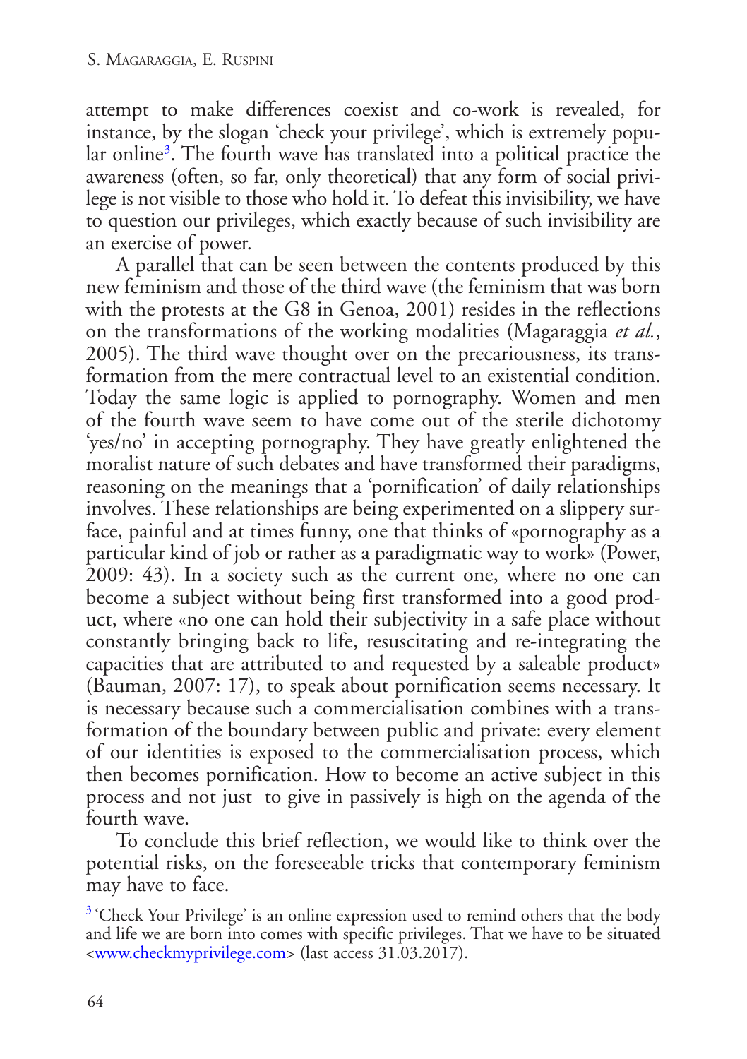attempt to make differences coexist and co-work is revealed, for instance, by the slogan 'check your privilege', which is extremely popular online[3]. The fourth wave has translated into a political practice the awareness (often, so far, only theoretical) that any form of social privilege is not visible to those who hold it. To defeat this invisibility, we have to question our privileges, which exactly because of such invisibility are an exercise of power.

A parallel that can be seen between the contents produced by this new feminism and those of the third wave (the feminism that was born with the protests at the G8 in Genoa, 2001) resides in the reflections on the transformations of the working modalities (Magaraggia *et al.*, 2005). The third wave thought over on the precariousness, its transformation from the mere contractual level to an existential condition. Today the same logic is applied to pornography. Women and men of the fourth wave seem to have come out of the sterile dichotomy 'yes/no' in accepting pornography. They have greatly enlightened the moralist nature of such debates and have transformed their paradigms, reasoning on the meanings that a 'pornification' of daily relationships involves. These relationships are being experimented on a slippery surface, painful and at times funny, one that thinks of «pornography as a particular kind of job or rather as a paradigmatic way to work» (Power, 2009: 43). In a society such as the current one, where no one can become a subject without being first transformed into a good product, where «no one can hold their subjectivity in a safe place without constantly bringing back to life, resuscitating and re-integrating the capacities that are attributed to and requested by a saleable product» (Bauman, 2007: 17), to speak about pornification seems necessary. It is necessary because such a commercialisation combines with a transformation of the boundary between public and private: every element of our identities is exposed to the commercialisation process, which then becomes pornification. How to become an active subject in this process and not just to give in passively is high on the agenda of the fourth wave.

To conclude this brief reflection, we would like to think over the potential risks, on the foreseeable tricks that contemporary feminism may have to face.

[3] 'Check Your Privilege' is an online expression used to remind others that the body and life we are born into comes with specific privileges. That we have to be situated <www.checkmyprivilege.com> (last access 31.03.2017).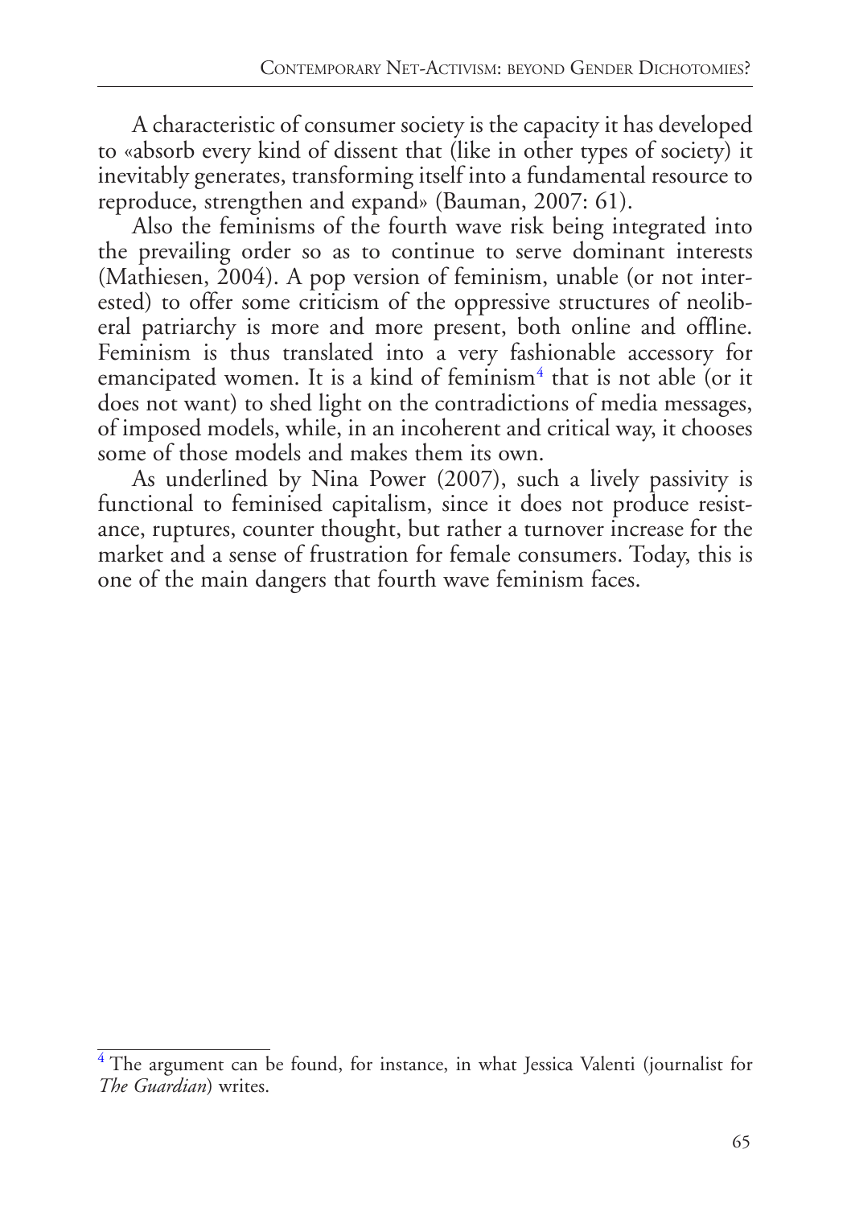A characteristic of consumer society is the capacity it has developed to «absorb every kind of dissent that (like in other types of society) it inevitably generates, transforming itself into a fundamental resource to reproduce, strengthen and expand» (Bauman, 2007: 61).

Also the feminisms of the fourth wave risk being integrated into the prevailing order so as to continue to serve dominant interests (Mathiesen, 2004). A pop version of feminism, unable (or not interested) to offer some criticism of the oppressive structures of neoliberal patriarchy is more and more present, both online and offline. Feminism is thus translated into a very fashionable accessory for emancipated women. It is a kind of feminism[4] that is not able (or it does not want) to shed light on the contradictions of media messages, of imposed models, while, in an incoherent and critical way, it chooses some of those models and makes them its own.

As underlined by Nina Power (2007), such a lively passivity is functional to feminised capitalism, since it does not produce resistance, ruptures, counter thought, but rather a turnover increase for the market and a sense of frustration for female consumers. Today, this is one of the main dangers that fourth wave feminism faces.

---

[4] The argument can be found, for instance, in what Jessica Valenti (journalist for *The Guardian*) writes.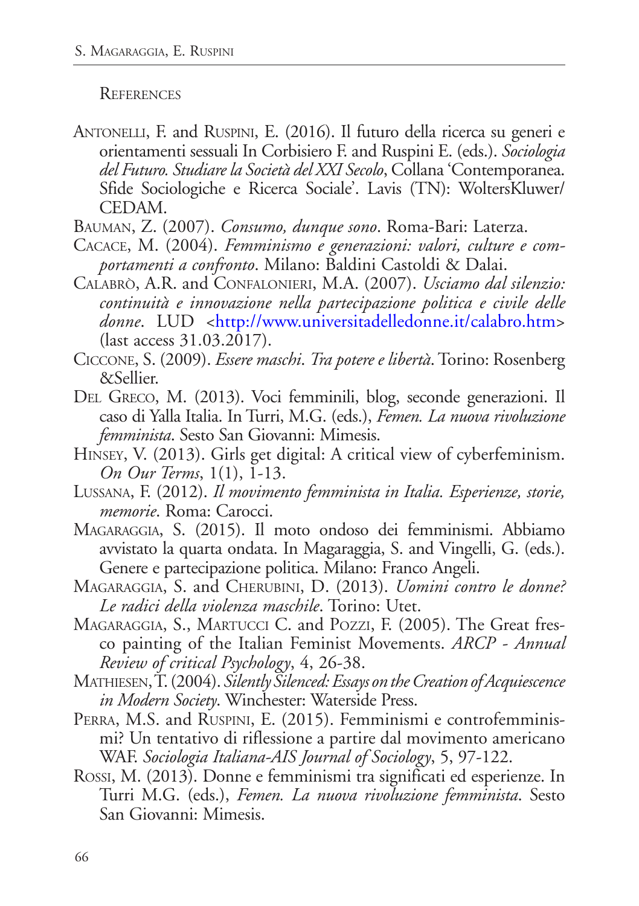## References

Antonelli, F. and Ruspini, E. (2016). Il futuro della ricerca su generi e orientamenti sessuali In Corbisiero F. and Ruspini E. (eds.). *Sociologia del Futuro. Studiare la Società del XXI Secolo*, Collana 'Contemporanea. Sfide Sociologiche e Ricerca Sociale'. Lavis (TN): WoltersKluwer/CEDAM.

Bauman, Z. (2007). *Consumo, dunque sono*. Roma-Bari: Laterza.

Cacace, M. (2004). *Femminismo e generazioni: valori, culture e comportamenti a confronto*. Milano: Baldini Castoldi & Dalai.

Calabrò, A.R. and Confalonieri, M.A. (2007). *Usciamo dal silenzio: continuità e innovazione nella partecipazione politica e civile delle donne*. LUD <http://www.universitadelledonne.it/calabro.htm> (last access 31.03.2017).

Ciccone, S. (2009). *Essere maschi. Tra potere e libertà*. Torino: Rosenberg &Sellier.

Del Greco, M. (2013). Voci femminili, blog, seconde generazioni. Il caso di Yalla Italia. In Turri, M.G. (eds.), *Femen. La nuova rivoluzione femminista*. Sesto San Giovanni: Mimesis.

Hinsey, V. (2013). Girls get digital: A critical view of cyberfeminism. *On Our Terms*, 1(1), 1-13.

Lussana, F. (2012). *Il movimento femminista in Italia. Esperienze, storie, memorie*. Roma: Carocci.

Magaraggia, S. (2015). Il moto ondoso dei femminismi. Abbiamo avvistato la quarta ondata. In Magaraggia, S. and Vingelli, G. (eds.). Genere e partecipazione politica. Milano: Franco Angeli.

Magaraggia, S. and Cherubini, D. (2013). *Uomini contro le donne? Le radici della violenza maschile*. Torino: Utet.

Magaraggia, S., Martucci C. and Pozzi, F. (2005). The Great fresco painting of the Italian Feminist Movements. *ARCP - Annual Review of critical Psychology*, 4, 26-38.

Mathiesen, T. (2004). *Silently Silenced: Essays on the Creation of Acquiescence in Modern Society*. Winchester: Waterside Press.

Perra, M.S. and Ruspini, E. (2015). Femminismi e controfemminismi? Un tentativo di riflessione a partire dal movimento americano WAF. *Sociologia Italiana-AIS Journal of Sociology*, 5, 97-122.

Rossi, M. (2013). Donne e femminismi tra significati ed esperienze. In Turri M.G. (eds.), *Femen. La nuova rivoluzione femminista*. Sesto San Giovanni: Mimesis.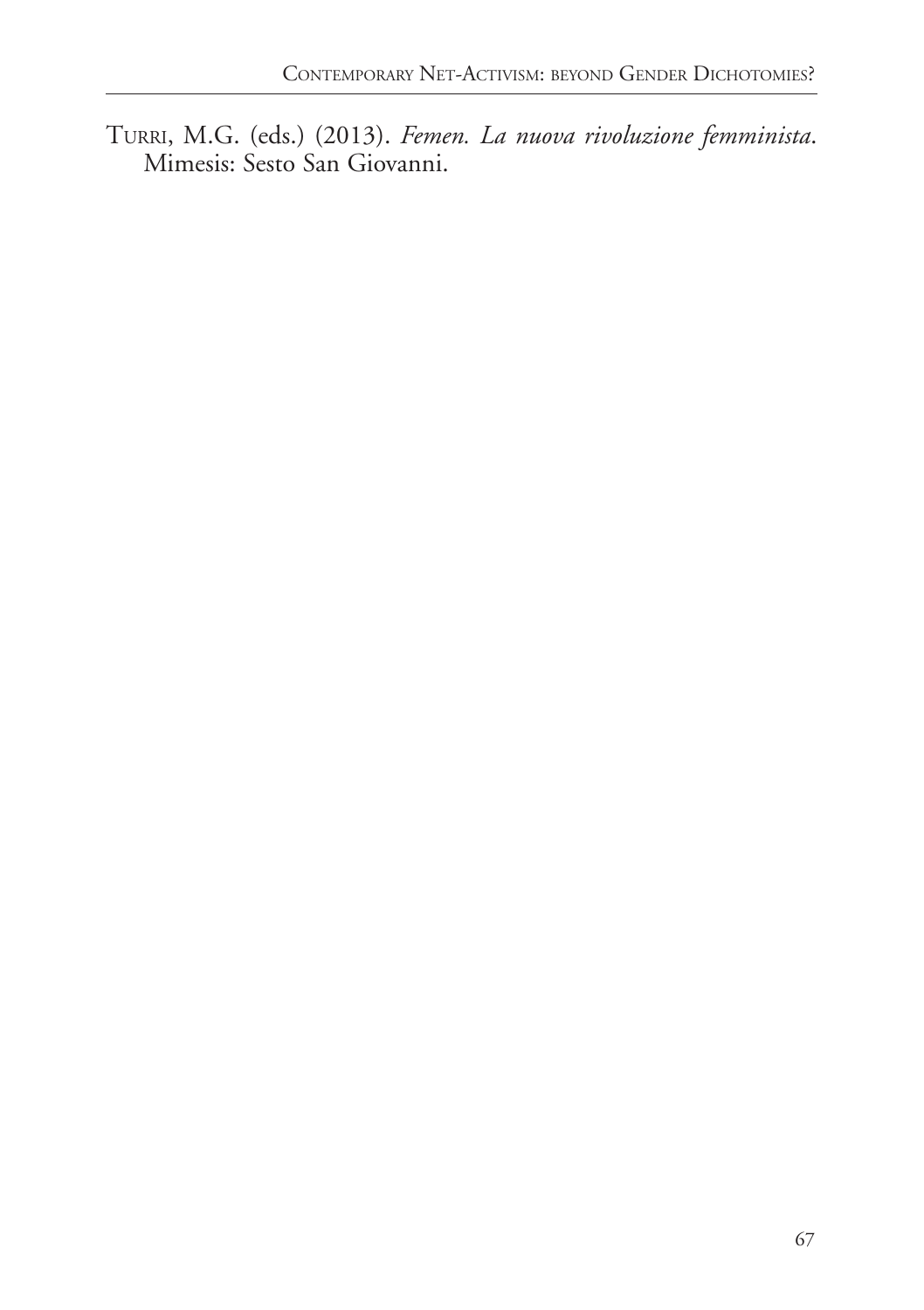Turri, M.G. (eds.) (2013). *Femen. La nuova rivoluzione femminista*. Mimesis: Sesto San Giovanni.